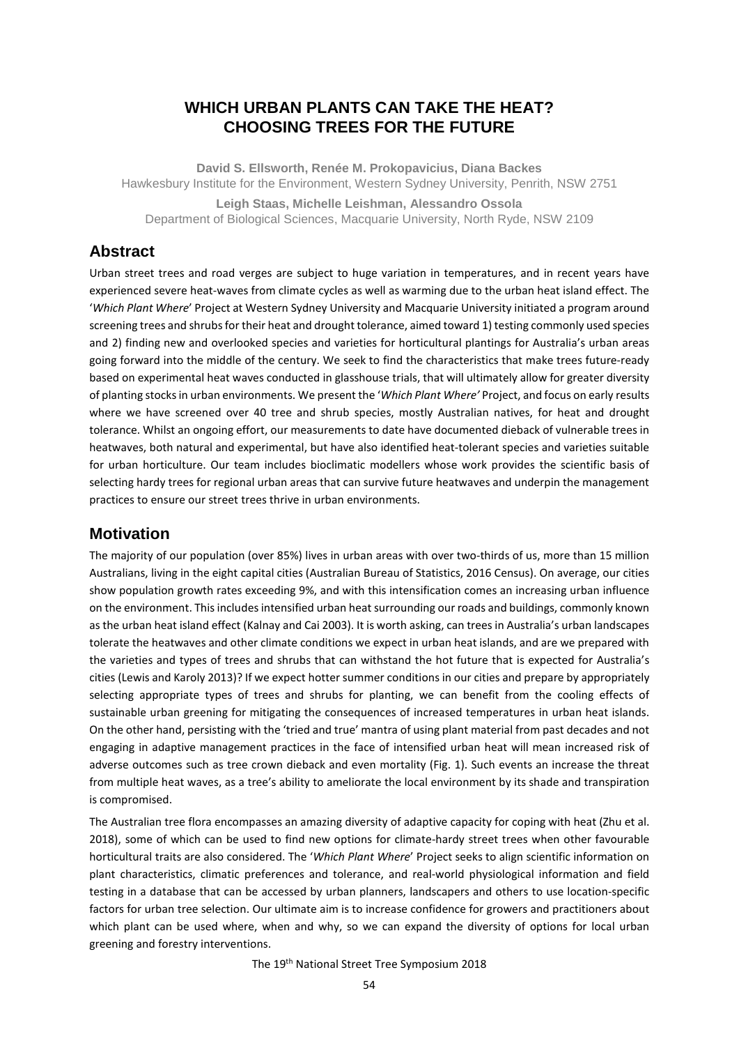# WHICH URBAN PLANTS CAN TAKE THE HEAT? CHOOSING TREES FOR THE FUTURE

**David S. Ellsworth, Renée M. Prokopavicius, Diana Backes**
Hawkesbury Institute for the Environment, Western Sydney University, Penrith, NSW 2751

**Leigh Staas, Michelle Leishman, Alessandro Ossola**
Department of Biological Sciences, Macquarie University, North Ryde, NSW 2109

## Abstract

Urban street trees and road verges are subject to huge variation in temperatures, and in recent years have experienced severe heat-waves from climate cycles as well as warming due to the urban heat island effect. The '*Which Plant Where*' Project at Western Sydney University and Macquarie University initiated a program around screening trees and shrubs for their heat and drought tolerance, aimed toward 1) testing commonly used species and 2) finding new and overlooked species and varieties for horticultural plantings for Australia's urban areas going forward into the middle of the century. We seek to find the characteristics that make trees future-ready based on experimental heat waves conducted in glasshouse trials, that will ultimately allow for greater diversity of planting stocks in urban environments. We present the '*Which Plant Where'* Project, and focus on early results where we have screened over 40 tree and shrub species, mostly Australian natives, for heat and drought tolerance. Whilst an ongoing effort, our measurements to date have documented dieback of vulnerable trees in heatwaves, both natural and experimental, but have also identified heat-tolerant species and varieties suitable for urban horticulture. Our team includes bioclimatic modellers whose work provides the scientific basis of selecting hardy trees for regional urban areas that can survive future heatwaves and underpin the management practices to ensure our street trees thrive in urban environments.

## Motivation

The majority of our population (over 85%) lives in urban areas with over two-thirds of us, more than 15 million Australians, living in the eight capital cities (Australian Bureau of Statistics, 2016 Census). On average, our cities show population growth rates exceeding 9%, and with this intensification comes an increasing urban influence on the environment. This includes intensified urban heat surrounding our roads and buildings, commonly known as the urban heat island effect (Kalnay and Cai 2003). It is worth asking, can trees in Australia's urban landscapes tolerate the heatwaves and other climate conditions we expect in urban heat islands, and are we prepared with the varieties and types of trees and shrubs that can withstand the hot future that is expected for Australia's cities (Lewis and Karoly 2013)? If we expect hotter summer conditions in our cities and prepare by appropriately selecting appropriate types of trees and shrubs for planting, we can benefit from the cooling effects of sustainable urban greening for mitigating the consequences of increased temperatures in urban heat islands. On the other hand, persisting with the 'tried and true' mantra of using plant material from past decades and not engaging in adaptive management practices in the face of intensified urban heat will mean increased risk of adverse outcomes such as tree crown dieback and even mortality (Fig. 1). Such events an increase the threat from multiple heat waves, as a tree's ability to ameliorate the local environment by its shade and transpiration is compromised.

The Australian tree flora encompasses an amazing diversity of adaptive capacity for coping with heat (Zhu et al. 2018), some of which can be used to find new options for climate-hardy street trees when other favourable horticultural traits are also considered. The '*Which Plant Where*' Project seeks to align scientific information on plant characteristics, climatic preferences and tolerance, and real-world physiological information and field testing in a database that can be accessed by urban planners, landscapers and others to use location-specific factors for urban tree selection. Our ultimate aim is to increase confidence for growers and practitioners about which plant can be used where, when and why, so we can expand the diversity of options for local urban greening and forestry interventions.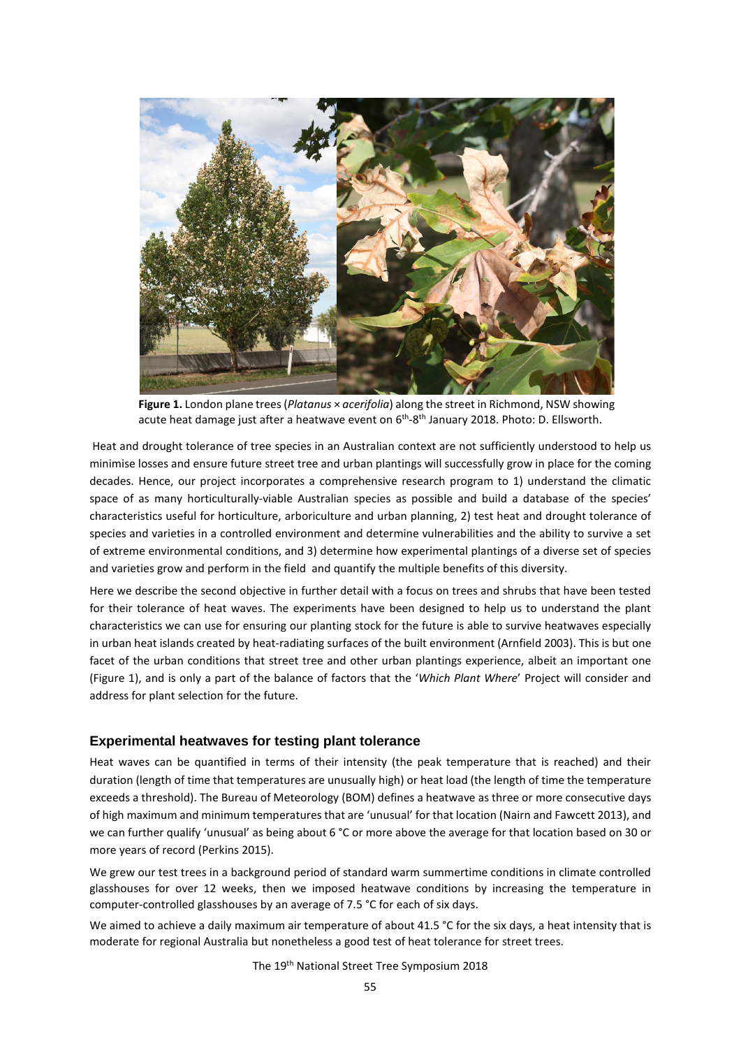**Figure 1.** London plane trees (*Platanus × acerifolia*) along the street in Richmond, NSW showing acute heat damage just after a heatwave event on 6th-8th January 2018. Photo: D. Ellsworth.

Heat and drought tolerance of tree species in an Australian context are not sufficiently understood to help us minimise losses and ensure future street tree and urban plantings will successfully grow in place for the coming decades. Hence, our project incorporates a comprehensive research program to 1) understand the climatic space of as many horticulturally-viable Australian species as possible and build a database of the species' characteristics useful for horticulture, arboriculture and urban planning, 2) test heat and drought tolerance of species and varieties in a controlled environment and determine vulnerabilities and the ability to survive a set of extreme environmental conditions, and 3) determine how experimental plantings of a diverse set of species and varieties grow and perform in the field and quantify the multiple benefits of this diversity.

Here we describe the second objective in further detail with a focus on trees and shrubs that have been tested for their tolerance of heat waves. The experiments have been designed to help us to understand the plant characteristics we can use for ensuring our planting stock for the future is able to survive heatwaves especially in urban heat islands created by heat-radiating surfaces of the built environment (Arnfield 2003). This is but one facet of the urban conditions that street tree and other urban plantings experience, albeit an important one (Figure 1), and is only a part of the balance of factors that the '*Which Plant Where*' Project will consider and address for plant selection for the future.

## Experimental heatwaves for testing plant tolerance

Heat waves can be quantified in terms of their intensity (the peak temperature that is reached) and their duration (length of time that temperatures are unusually high) or heat load (the length of time the temperature exceeds a threshold). The Bureau of Meteorology (BOM) defines a heatwave as three or more consecutive days of high maximum and minimum temperatures that are 'unusual' for that location (Nairn and Fawcett 2013), and we can further qualify 'unusual' as being about 6 °C or more above the average for that location based on 30 or more years of record (Perkins 2015).

We grew our test trees in a background period of standard warm summertime conditions in climate controlled glasshouses for over 12 weeks, then we imposed heatwave conditions by increasing the temperature in computer-controlled glasshouses by an average of 7.5 °C for each of six days.

We aimed to achieve a daily maximum air temperature of about 41.5 °C for the six days, a heat intensity that is moderate for regional Australia but nonetheless a good test of heat tolerance for street trees.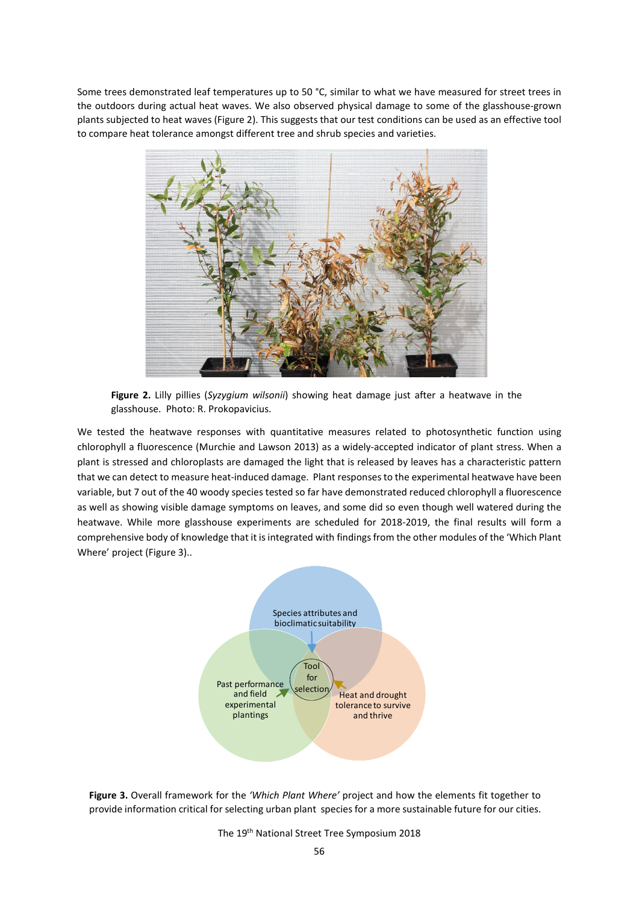Some trees demonstrated leaf temperatures up to 50 °C, similar to what we have measured for street trees in the outdoors during actual heat waves. We also observed physical damage to some of the glasshouse-grown plants subjected to heat waves (Figure 2). This suggests that our test conditions can be used as an effective tool to compare heat tolerance amongst different tree and shrub species and varieties.

**Figure 2.** Lilly pillies (*Syzygium wilsonii*) showing heat damage just after a heatwave in the glasshouse. Photo: R. Prokopavicius.

We tested the heatwave responses with quantitative measures related to photosynthetic function using chlorophyll a fluorescence (Murchie and Lawson 2013) as a widely-accepted indicator of plant stress. When a plant is stressed and chloroplasts are damaged the light that is released by leaves has a characteristic pattern that we can detect to measure heat-induced damage. Plant responses to the experimental heatwave have been variable, but 7 out of the 40 woody species tested so far have demonstrated reduced chlorophyll a fluorescence as well as showing visible damage symptoms on leaves, and some did so even though well watered during the heatwave. While more glasshouse experiments are scheduled for 2018-2019, the final results will form a comprehensive body of knowledge that it is integrated with findings from the other modules of the 'Which Plant Where' project (Figure 3)..

**Figure 3.** Overall framework for the *'Which Plant Where'* project and how the elements fit together to provide information critical for selecting urban plant species for a more sustainable future for our cities.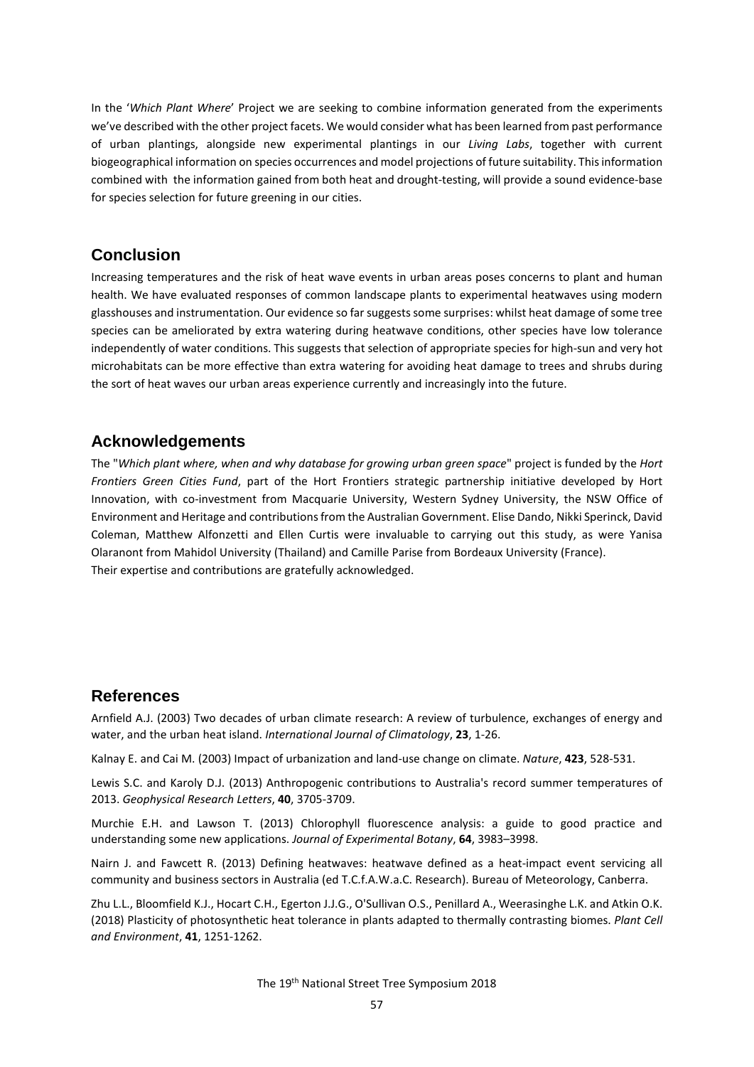In the '*Which Plant Where*' Project we are seeking to combine information generated from the experiments we've described with the other project facets. We would consider what has been learned from past performance of urban plantings, alongside new experimental plantings in our *Living Labs*, together with current biogeographical information on species occurrences and model projections of future suitability. This information combined with the information gained from both heat and drought-testing, will provide a sound evidence-base for species selection for future greening in our cities.

## Conclusion

Increasing temperatures and the risk of heat wave events in urban areas poses concerns to plant and human health. We have evaluated responses of common landscape plants to experimental heatwaves using modern glasshouses and instrumentation. Our evidence so far suggests some surprises: whilst heat damage of some tree species can be ameliorated by extra watering during heatwave conditions, other species have low tolerance independently of water conditions. This suggests that selection of appropriate species for high-sun and very hot microhabitats can be more effective than extra watering for avoiding heat damage to trees and shrubs during the sort of heat waves our urban areas experience currently and increasingly into the future.

## Acknowledgements

The "*Which plant where, when and why database for growing urban green space*" project is funded by the *Hort Frontiers Green Cities Fund*, part of the Hort Frontiers strategic partnership initiative developed by Hort Innovation, with co-investment from Macquarie University, Western Sydney University, the NSW Office of Environment and Heritage and contributions from the Australian Government. Elise Dando, Nikki Sperinck, David Coleman, Matthew Alfonzetti and Ellen Curtis were invaluable to carrying out this study, as were Yanisa Olaranont from Mahidol University (Thailand) and Camille Parise from Bordeaux University (France).
Their expertise and contributions are gratefully acknowledged.

## References

Arnfield A.J. (2003) Two decades of urban climate research: A review of turbulence, exchanges of energy and water, and the urban heat island. *International Journal of Climatology*, **23**, 1-26.

Kalnay E. and Cai M. (2003) Impact of urbanization and land-use change on climate. *Nature*, **423**, 528-531.

Lewis S.C. and Karoly D.J. (2013) Anthropogenic contributions to Australia's record summer temperatures of 2013. *Geophysical Research Letters*, **40**, 3705-3709.

Murchie E.H. and Lawson T. (2013) Chlorophyll fluorescence analysis: a guide to good practice and understanding some new applications. *Journal of Experimental Botany*, **64**, 3983–3998.

Nairn J. and Fawcett R. (2013) Defining heatwaves: heatwave defined as a heat-impact event servicing all community and business sectors in Australia (ed T.C.f.A.W.a.C. Research). Bureau of Meteorology, Canberra.

Zhu L.L., Bloomfield K.J., Hocart C.H., Egerton J.J.G., O'Sullivan O.S., Penillard A., Weerasinghe L.K. and Atkin O.K. (2018) Plasticity of photosynthetic heat tolerance in plants adapted to thermally contrasting biomes. *Plant Cell and Environment*, **41**, 1251-1262.